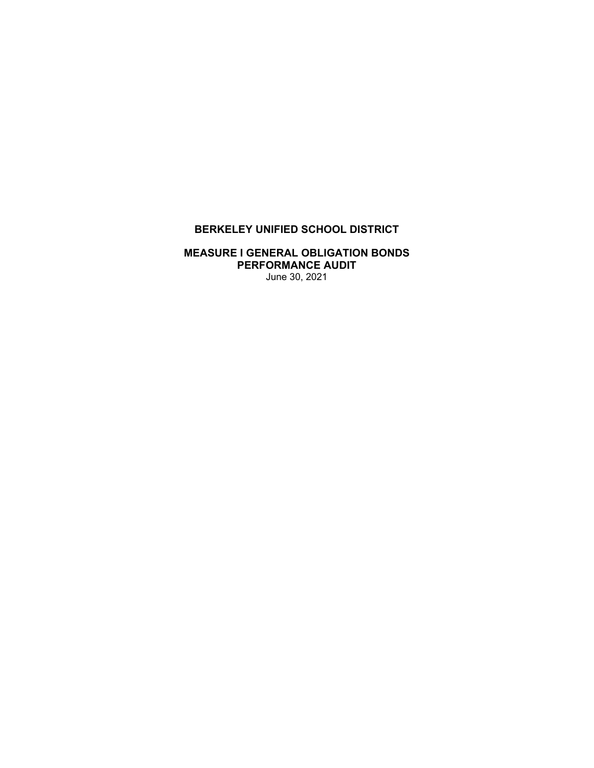# BERKELEY UNIFIED SCHOOL DISTRICT

## MEASURE I GENERAL OBLIGATION BONDS
## PERFORMANCE AUDIT

June 30, 2021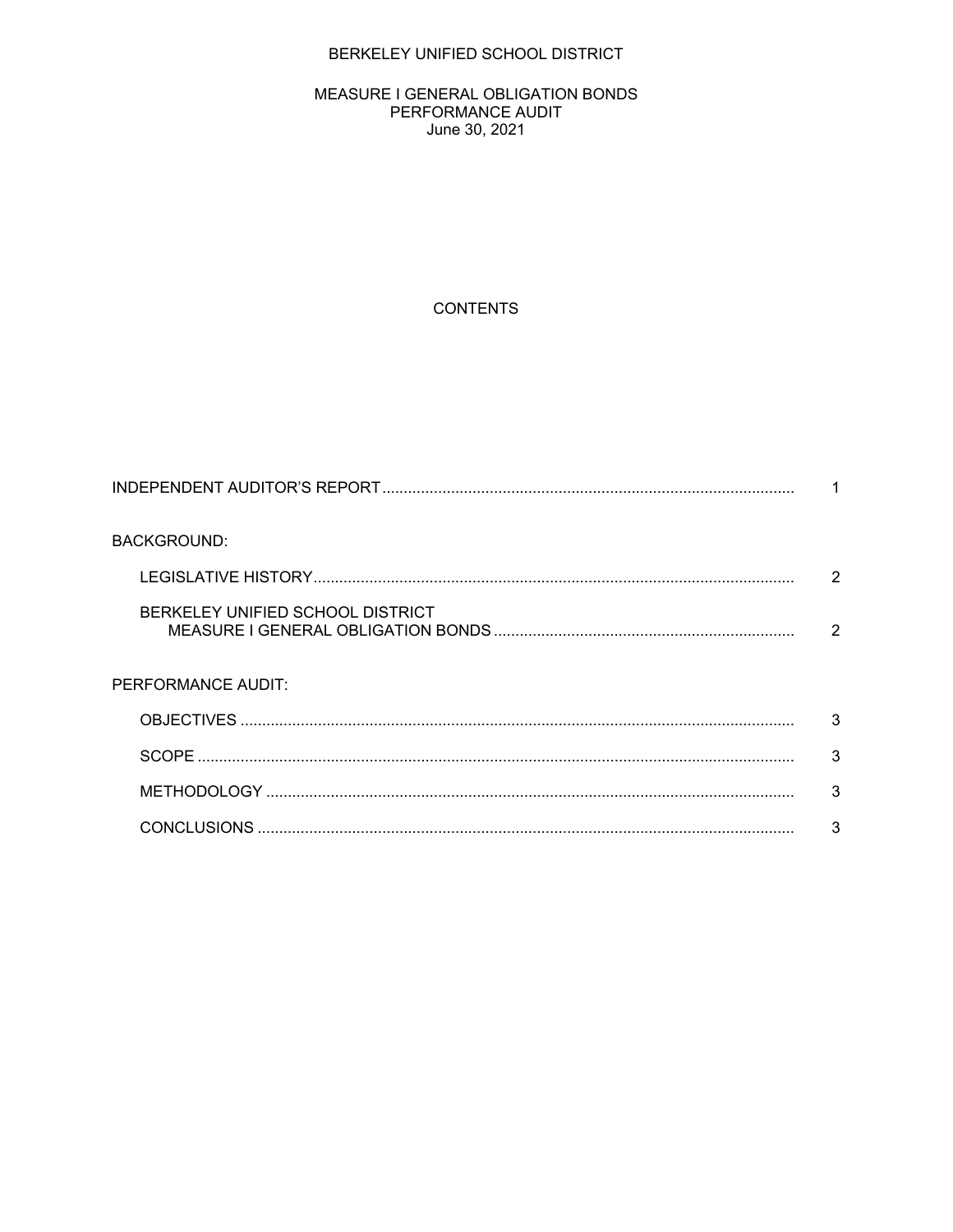BERKELEY UNIFIED SCHOOL DISTRICT

MEASURE I GENERAL OBLIGATION BONDS
PERFORMANCE AUDIT
June 30, 2021

CONTENTS

| | |
|---|---|
| INDEPENDENT AUDITOR'S REPORT | 1 |
| BACKGROUND: | |
| LEGISLATIVE HISTORY | 2 |
| BERKELEY UNIFIED SCHOOL DISTRICT MEASURE I GENERAL OBLIGATION BONDS | 2 |
| PERFORMANCE AUDIT: | |
| OBJECTIVES | 3 |
| SCOPE | 3 |
| METHODOLOGY | 3 |
| CONCLUSIONS | 3 |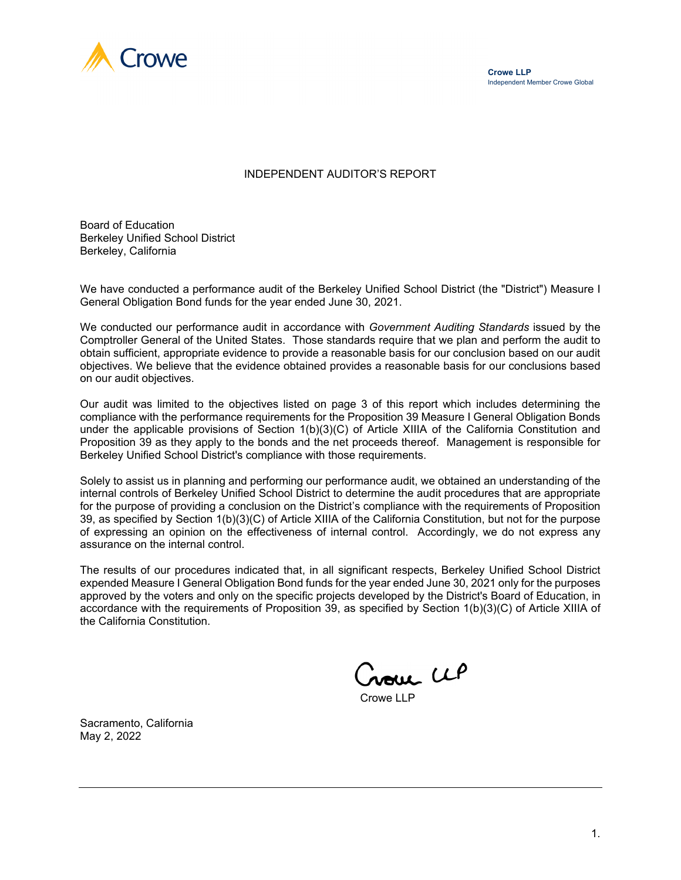Crowe

**Crowe LLP**
Independent Member Crowe Global

# INDEPENDENT AUDITOR'S REPORT

Board of Education
Berkeley Unified School District
Berkeley, California

We have conducted a performance audit of the Berkeley Unified School District (the "District") Measure I General Obligation Bond funds for the year ended June 30, 2021.

We conducted our performance audit in accordance with *Government Auditing Standards* issued by the Comptroller General of the United States. Those standards require that we plan and perform the audit to obtain sufficient, appropriate evidence to provide a reasonable basis for our conclusion based on our audit objectives. We believe that the evidence obtained provides a reasonable basis for our conclusions based on our audit objectives.

Our audit was limited to the objectives listed on page 3 of this report which includes determining the compliance with the performance requirements for the Proposition 39 Measure I General Obligation Bonds under the applicable provisions of Section 1(b)(3)(C) of Article XIIIA of the California Constitution and Proposition 39 as they apply to the bonds and the net proceeds thereof. Management is responsible for Berkeley Unified School District's compliance with those requirements.

Solely to assist us in planning and performing our performance audit, we obtained an understanding of the internal controls of Berkeley Unified School District to determine the audit procedures that are appropriate for the purpose of providing a conclusion on the District's compliance with the requirements of Proposition 39, as specified by Section 1(b)(3)(C) of Article XIIIA of the California Constitution, but not for the purpose of expressing an opinion on the effectiveness of internal control. Accordingly, we do not express any assurance on the internal control.

The results of our procedures indicated that, in all significant respects, Berkeley Unified School District expended Measure I General Obligation Bond funds for the year ended June 30, 2021 only for the purposes approved by the voters and only on the specific projects developed by the District's Board of Education, in accordance with the requirements of Proposition 39, as specified by Section 1(b)(3)(C) of Article XIIIA of the California Constitution.

Crowe LLP

Crowe LLP

Sacramento, California
May 2, 2022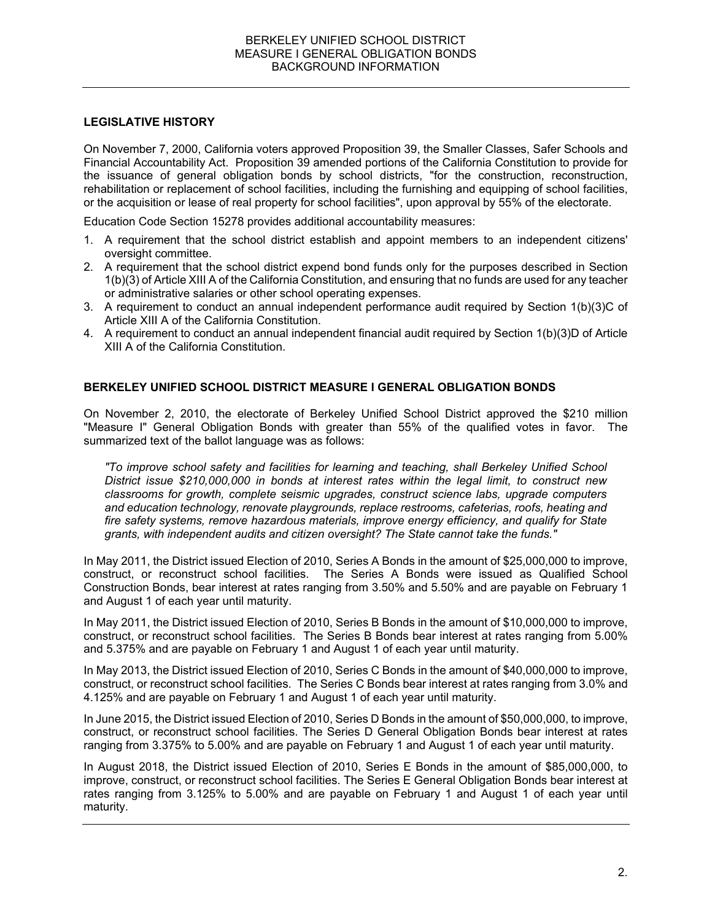## LEGISLATIVE HISTORY

On November 7, 2000, California voters approved Proposition 39, the Smaller Classes, Safer Schools and Financial Accountability Act. Proposition 39 amended portions of the California Constitution to provide for the issuance of general obligation bonds by school districts, "for the construction, reconstruction, rehabilitation or replacement of school facilities, including the furnishing and equipping of school facilities, or the acquisition or lease of real property for school facilities", upon approval by 55% of the electorate.

Education Code Section 15278 provides additional accountability measures:

1. A requirement that the school district establish and appoint members to an independent citizens' oversight committee.
2. A requirement that the school district expend bond funds only for the purposes described in Section 1(b)(3) of Article XIII A of the California Constitution, and ensuring that no funds are used for any teacher or administrative salaries or other school operating expenses.
3. A requirement to conduct an annual independent performance audit required by Section 1(b)(3)C of Article XIII A of the California Constitution.
4. A requirement to conduct an annual independent financial audit required by Section 1(b)(3)D of Article XIII A of the California Constitution.

## BERKELEY UNIFIED SCHOOL DISTRICT MEASURE I GENERAL OBLIGATION BONDS

On November 2, 2010, the electorate of Berkeley Unified School District approved the $210 million "Measure I" General Obligation Bonds with greater than 55% of the qualified votes in favor. The summarized text of the ballot language was as follows:

*"To improve school safety and facilities for learning and teaching, shall Berkeley Unified School District issue $210,000,000 in bonds at interest rates within the legal limit, to construct new classrooms for growth, complete seismic upgrades, construct science labs, upgrade computers and education technology, renovate playgrounds, replace restrooms, cafeterias, roofs, heating and fire safety systems, remove hazardous materials, improve energy efficiency, and qualify for State grants, with independent audits and citizen oversight? The State cannot take the funds."*

In May 2011, the District issued Election of 2010, Series A Bonds in the amount of $25,000,000 to improve, construct, or reconstruct school facilities. The Series A Bonds were issued as Qualified School Construction Bonds, bear interest at rates ranging from 3.50% and 5.50% and are payable on February 1 and August 1 of each year until maturity.

In May 2011, the District issued Election of 2010, Series B Bonds in the amount of $10,000,000 to improve, construct, or reconstruct school facilities. The Series B Bonds bear interest at rates ranging from 5.00% and 5.375% and are payable on February 1 and August 1 of each year until maturity.

In May 2013, the District issued Election of 2010, Series C Bonds in the amount of $40,000,000 to improve, construct, or reconstruct school facilities. The Series C Bonds bear interest at rates ranging from 3.0% and 4.125% and are payable on February 1 and August 1 of each year until maturity.

In June 2015, the District issued Election of 2010, Series D Bonds in the amount of $50,000,000, to improve, construct, or reconstruct school facilities. The Series D General Obligation Bonds bear interest at rates ranging from 3.375% to 5.00% and are payable on February 1 and August 1 of each year until maturity.

In August 2018, the District issued Election of 2010, Series E Bonds in the amount of $85,000,000, to improve, construct, or reconstruct school facilities. The Series E General Obligation Bonds bear interest at rates ranging from 3.125% to 5.00% and are payable on February 1 and August 1 of each year until maturity.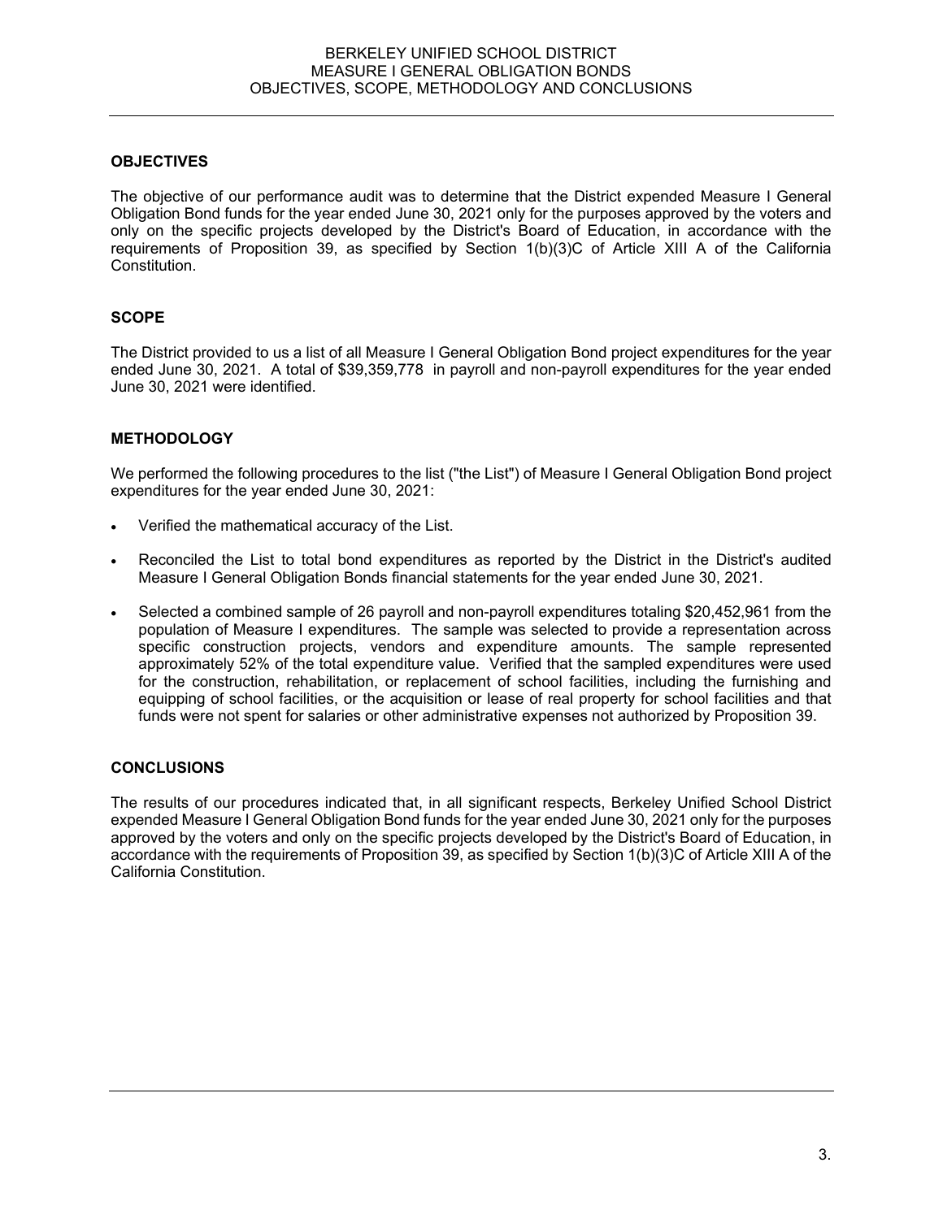## OBJECTIVES

The objective of our performance audit was to determine that the District expended Measure I General Obligation Bond funds for the year ended June 30, 2021 only for the purposes approved by the voters and only on the specific projects developed by the District's Board of Education, in accordance with the requirements of Proposition 39, as specified by Section 1(b)(3)C of Article XIII A of the California Constitution.

## SCOPE

The District provided to us a list of all Measure I General Obligation Bond project expenditures for the year ended June 30, 2021. A total of $39,359,778 in payroll and non-payroll expenditures for the year ended June 30, 2021 were identified.

## METHODOLOGY

We performed the following procedures to the list ("the List") of Measure I General Obligation Bond project expenditures for the year ended June 30, 2021:

- Verified the mathematical accuracy of the List.
- Reconciled the List to total bond expenditures as reported by the District in the District's audited Measure I General Obligation Bonds financial statements for the year ended June 30, 2021.
- Selected a combined sample of 26 payroll and non-payroll expenditures totaling $20,452,961 from the population of Measure I expenditures. The sample was selected to provide a representation across specific construction projects, vendors and expenditure amounts. The sample represented approximately 52% of the total expenditure value. Verified that the sampled expenditures were used for the construction, rehabilitation, or replacement of school facilities, including the furnishing and equipping of school facilities, or the acquisition or lease of real property for school facilities and that funds were not spent for salaries or other administrative expenses not authorized by Proposition 39.

## CONCLUSIONS

The results of our procedures indicated that, in all significant respects, Berkeley Unified School District expended Measure I General Obligation Bond funds for the year ended June 30, 2021 only for the purposes approved by the voters and only on the specific projects developed by the District's Board of Education, in accordance with the requirements of Proposition 39, as specified by Section 1(b)(3)C of Article XIII A of the California Constitution.